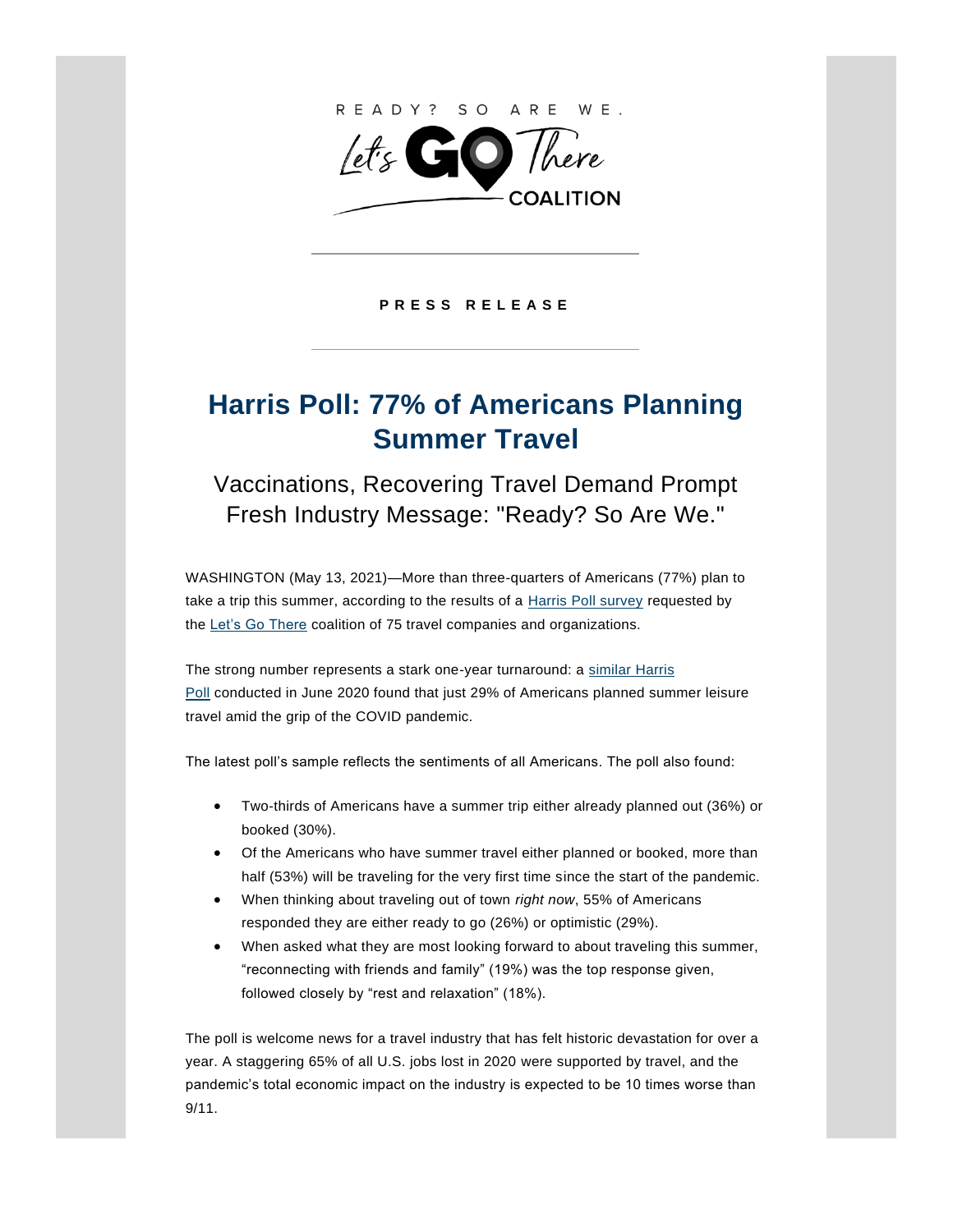READY? SO ARE WE.

Let's GO There

COALITION

**PRESS RELEASE**

# Harris Poll: 77% of Americans Planning Summer Travel

## Vaccinations, Recovering Travel Demand Prompt Fresh Industry Message: "Ready? So Are We."

WASHINGTON (May 13, 2021)—More than three-quarters of Americans (77%) plan to take a trip this summer, according to the results of a Harris Poll survey requested by the Let's Go There coalition of 75 travel companies and organizations.

The strong number represents a stark one-year turnaround: a similar Harris Poll conducted in June 2020 found that just 29% of Americans planned summer leisure travel amid the grip of the COVID pandemic.

The latest poll's sample reflects the sentiments of all Americans. The poll also found:

- Two-thirds of Americans have a summer trip either already planned out (36%) or booked (30%).
- Of the Americans who have summer travel either planned or booked, more than half (53%) will be traveling for the very first time since the start of the pandemic.
- When thinking about traveling out of town *right now*, 55% of Americans responded they are either ready to go (26%) or optimistic (29%).
- When asked what they are most looking forward to about traveling this summer, "reconnecting with friends and family" (19%) was the top response given, followed closely by "rest and relaxation" (18%).

The poll is welcome news for a travel industry that has felt historic devastation for over a year. A staggering 65% of all U.S. jobs lost in 2020 were supported by travel, and the pandemic's total economic impact on the industry is expected to be 10 times worse than 9/11.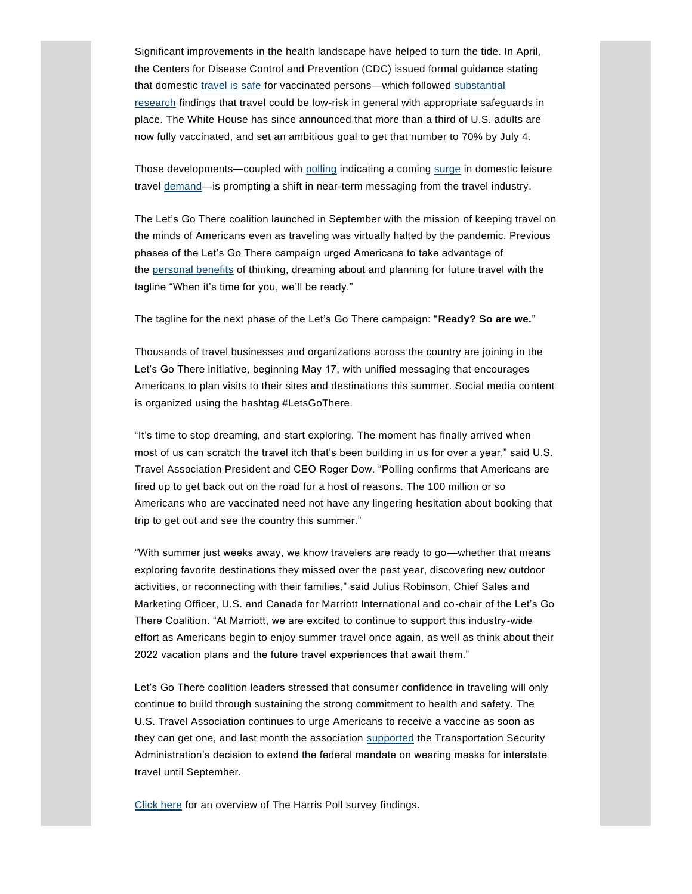Significant improvements in the health landscape have helped to turn the tide. In April, the Centers for Disease Control and Prevention (CDC) issued formal guidance stating that domestic travel is safe for vaccinated persons—which followed substantial research findings that travel could be low-risk in general with appropriate safeguards in place. The White House has since announced that more than a third of U.S. adults are now fully vaccinated, and set an ambitious goal to get that number to 70% by July 4.

Those developments—coupled with polling indicating a coming surge in domestic leisure travel demand—is prompting a shift in near-term messaging from the travel industry.

The Let's Go There coalition launched in September with the mission of keeping travel on the minds of Americans even as traveling was virtually halted by the pandemic. Previous phases of the Let's Go There campaign urged Americans to take advantage of the personal benefits of thinking, dreaming about and planning for future travel with the tagline "When it's time for you, we'll be ready."

The tagline for the next phase of the Let's Go There campaign: "**Ready? So are we.**"

Thousands of travel businesses and organizations across the country are joining in the Let's Go There initiative, beginning May 17, with unified messaging that encourages Americans to plan visits to their sites and destinations this summer. Social media content is organized using the hashtag #LetsGoThere.

"It's time to stop dreaming, and start exploring. The moment has finally arrived when most of us can scratch the travel itch that's been building in us for over a year," said U.S. Travel Association President and CEO Roger Dow. "Polling confirms that Americans are fired up to get back out on the road for a host of reasons. The 100 million or so Americans who are vaccinated need not have any lingering hesitation about booking that trip to get out and see the country this summer."

"With summer just weeks away, we know travelers are ready to go—whether that means exploring favorite destinations they missed over the past year, discovering new outdoor activities, or reconnecting with their families," said Julius Robinson, Chief Sales and Marketing Officer, U.S. and Canada for Marriott International and co-chair of the Let's Go There Coalition. "At Marriott, we are excited to continue to support this industry-wide effort as Americans begin to enjoy summer travel once again, as well as think about their 2022 vacation plans and the future travel experiences that await them."

Let's Go There coalition leaders stressed that consumer confidence in traveling will only continue to build through sustaining the strong commitment to health and safety. The U.S. Travel Association continues to urge Americans to receive a vaccine as soon as they can get one, and last month the association supported the Transportation Security Administration's decision to extend the federal mandate on wearing masks for interstate travel until September.

Click here for an overview of The Harris Poll survey findings.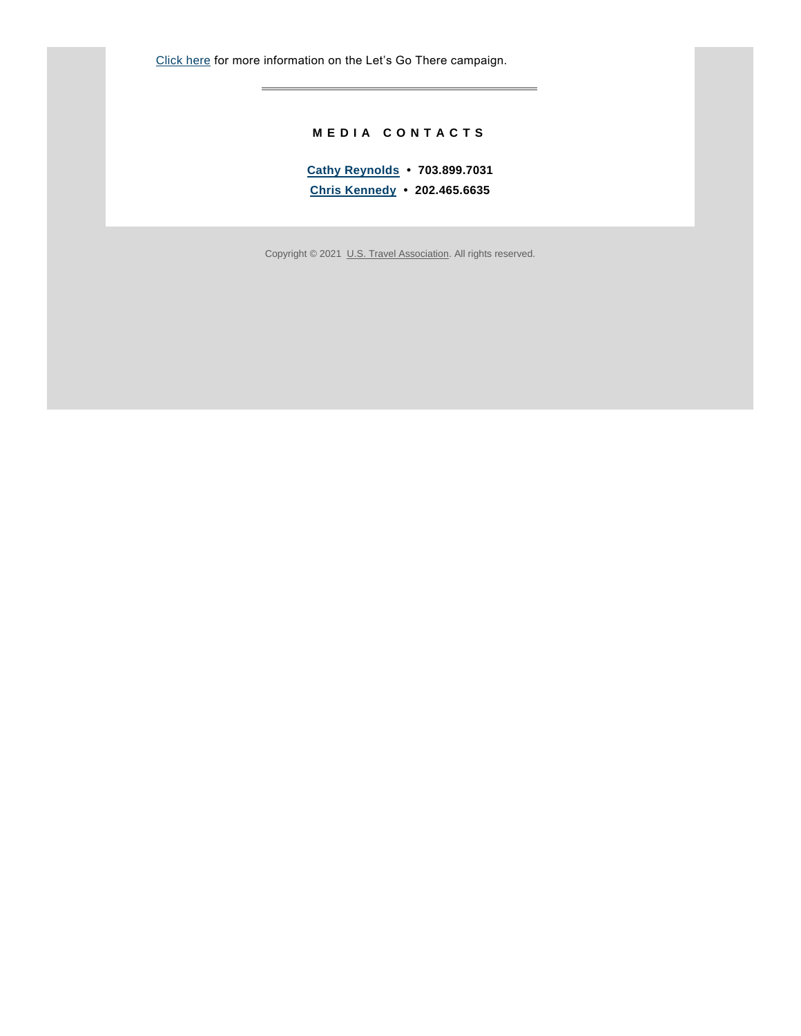Click here for more information on the Let's Go There campaign.

---

**MEDIA CONTACTS**

**Cathy Reynolds • 703.899.7031**
**Chris Kennedy • 202.465.6635**

Copyright © 2021 U.S. Travel Association. All rights reserved.